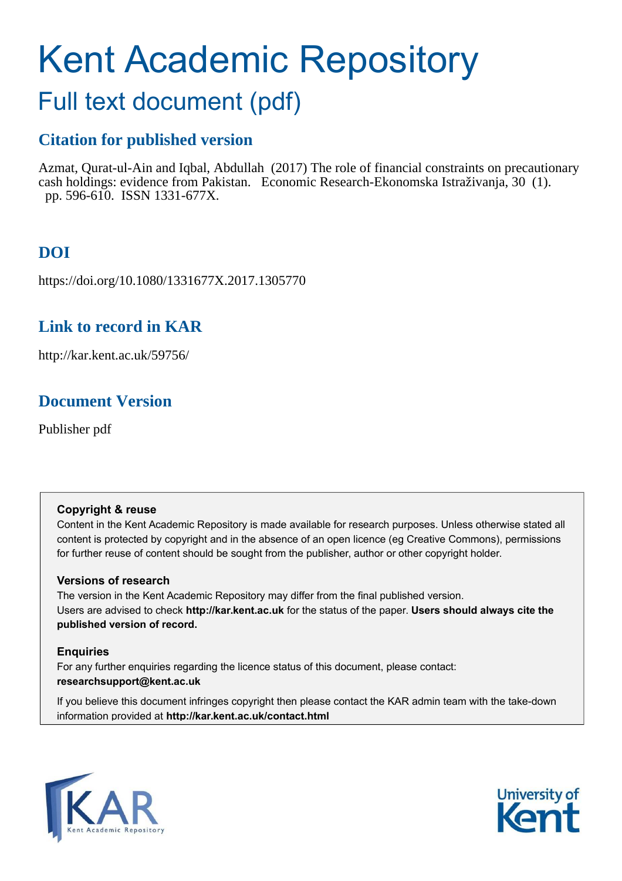# Kent Academic Repository

## Full text document (pdf)

### Citation for published version

Azmat, Qurat-ul-Ain and Iqbal, Abdullah (2017) The role of financial constraints on precautionary cash holdings: evidence from Pakistan. Economic Research-Ekonomska Istraživanja, 30 (1). pp. 596-610. ISSN 1331-677X.

### DOI

https://doi.org/10.1080/1331677X.2017.1305770

### Link to record in KAR

http://kar.kent.ac.uk/59756/

### Document Version

Publisher pdf

**Copyright & reuse**

Content in the Kent Academic Repository is made available for research purposes. Unless otherwise stated all content is protected by copyright and in the absence of an open licence (eg Creative Commons), permissions for further reuse of content should be sought from the publisher, author or other copyright holder.

**Versions of research**

The version in the Kent Academic Repository may differ from the final published version. Users are advised to check **http://kar.kent.ac.uk** for the status of the paper. **Users should always cite the published version of record.**

**Enquiries**

For any further enquiries regarding the licence status of this document, please contact: **researchsupport@kent.ac.uk**

If you believe this document infringes copyright then please contact the KAR admin team with the take-down information provided at **http://kar.kent.ac.uk/contact.html**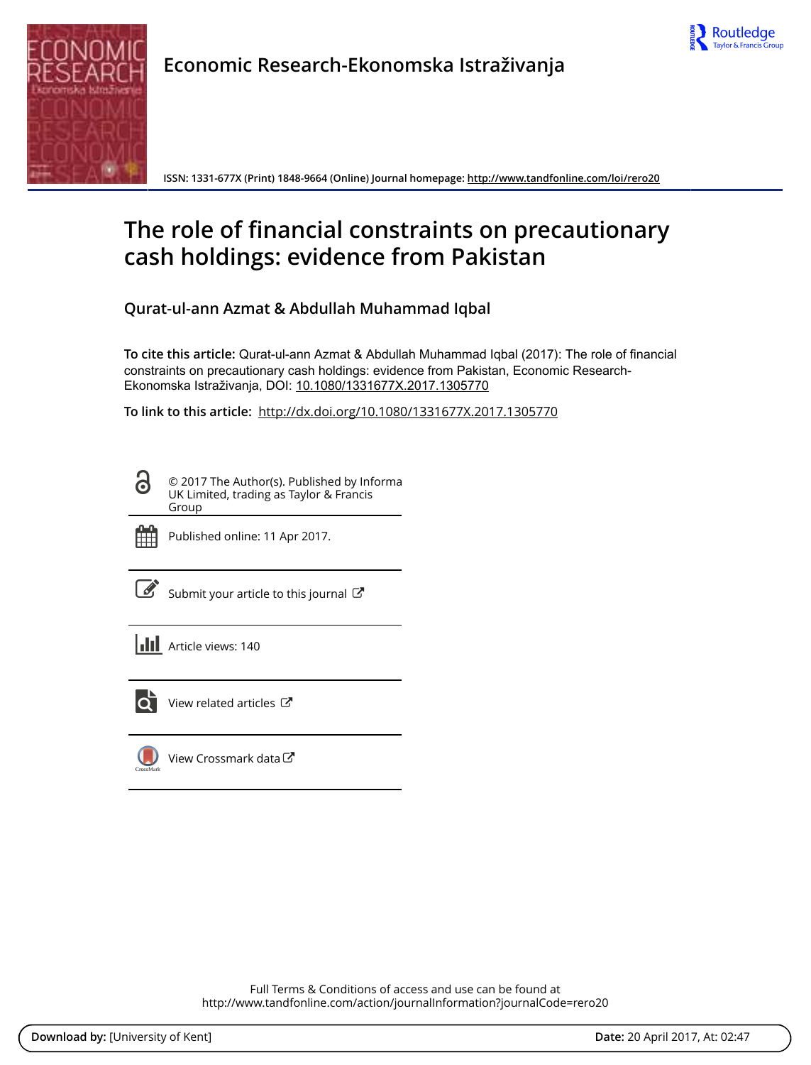Economic Research-Ekonomska Istraživanja

ISSN: 1331-677X (Print) 1848-9664 (Online) Journal homepage: http://www.tandfonline.com/loi/rero20

# The role of financial constraints on precautionary cash holdings: evidence from Pakistan

Qurat-ul-ann Azmat & Abdullah Muhammad Iqbal

**To cite this article:** Qurat-ul-ann Azmat & Abdullah Muhammad Iqbal (2017): The role of financial constraints on precautionary cash holdings: evidence from Pakistan, Economic Research-Ekonomska Istraživanja, DOI: 10.1080/1331677X.2017.1305770

**To link to this article:** http://dx.doi.org/10.1080/1331677X.2017.1305770

© 2017 The Author(s). Published by Informa UK Limited, trading as Taylor & Francis Group

Published online: 11 Apr 2017.

Submit your article to this journal

Article views: 140

View related articles

View Crossmark data

Full Terms & Conditions of access and use can be found at http://www.tandfonline.com/action/journalInformation?journalCode=rero20

**Download by:** [University of Kent] **Date:** 20 April 2017, At: 02:47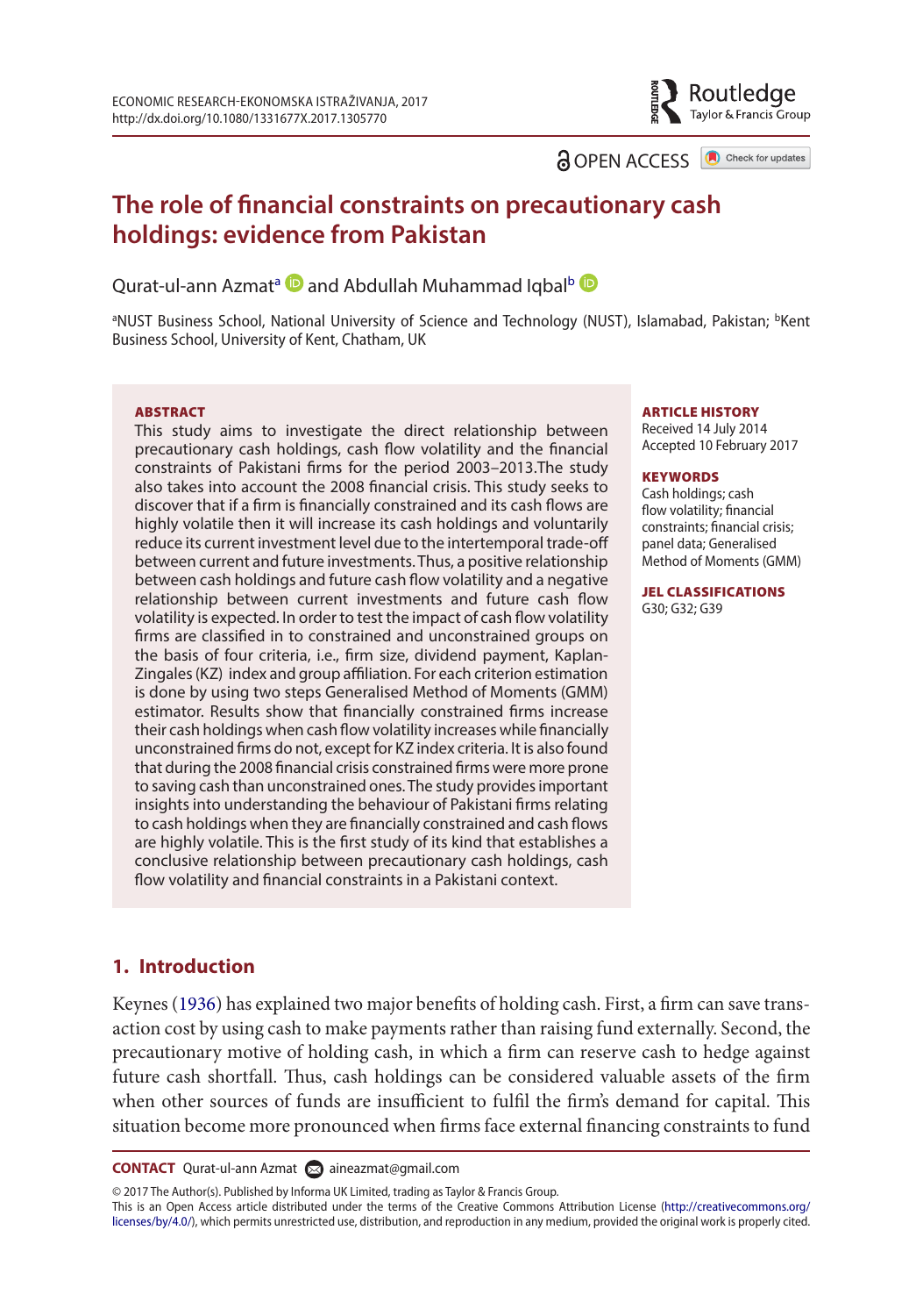# The role of financial constraints on precautionary cash holdings: evidence from Pakistan

Qurat-ul-ann Azmat[a] and Abdullah Muhammad Iqbal[b]

[a]NUST Business School, National University of Science and Technology (NUST), Islamabad, Pakistan; [b]Kent Business School, University of Kent, Chatham, UK

**ABSTRACT**

This study aims to investigate the direct relationship between precautionary cash holdings, cash flow volatility and the financial constraints of Pakistani firms for the period 2003–2013.The study also takes into account the 2008 financial crisis. This study seeks to discover that if a firm is financially constrained and its cash flows are highly volatile then it will increase its cash holdings and voluntarily reduce its current investment level due to the intertemporal trade-off between current and future investments. Thus, a positive relationship between cash holdings and future cash flow volatility and a negative relationship between current investments and future cash flow volatility is expected. In order to test the impact of cash flow volatility firms are classified in to constrained and unconstrained groups on the basis of four criteria, i.e., firm size, dividend payment, Kaplan-Zingales (KZ) index and group affiliation. For each criterion estimation is done by using two steps Generalised Method of Moments (GMM) estimator. Results show that financially constrained firms increase their cash holdings when cash flow volatility increases while financially unconstrained firms do not, except for KZ index criteria. It is also found that during the 2008 financial crisis constrained firms were more prone to saving cash than unconstrained ones. The study provides important insights into understanding the behaviour of Pakistani firms relating to cash holdings when they are financially constrained and cash flows are highly volatile. This is the first study of its kind that establishes a conclusive relationship between precautionary cash holdings, cash flow volatility and financial constraints in a Pakistani context.

**ARTICLE HISTORY**

Received 14 July 2014
Accepted 10 February 2017

**KEYWORDS**

Cash holdings; cash flow volatility; financial constraints; financial crisis; panel data; Generalised Method of Moments (GMM)

**JEL CLASSIFICATIONS**

G30; G32; G39

## 1. Introduction

Keynes (1936) has explained two major benefits of holding cash. First, a firm can save transaction cost by using cash to make payments rather than raising fund externally. Second, the precautionary motive of holding cash, in which a firm can reserve cash to hedge against future cash shortfall. Thus, cash holdings can be considered valuable assets of the firm when other sources of funds are insufficient to fulfil the firm's demand for capital. This situation become more pronounced when firms face external financing constraints to fund

**CONTACT** Qurat-ul-ann Azmat aineazmat@gmail.com

© 2017 The Author(s). Published by Informa UK Limited, trading as Taylor & Francis Group.
This is an Open Access article distributed under the terms of the Creative Commons Attribution License (http://creativecommons.org/licenses/by/4.0/), which permits unrestricted use, distribution, and reproduction in any medium, provided the original work is properly cited.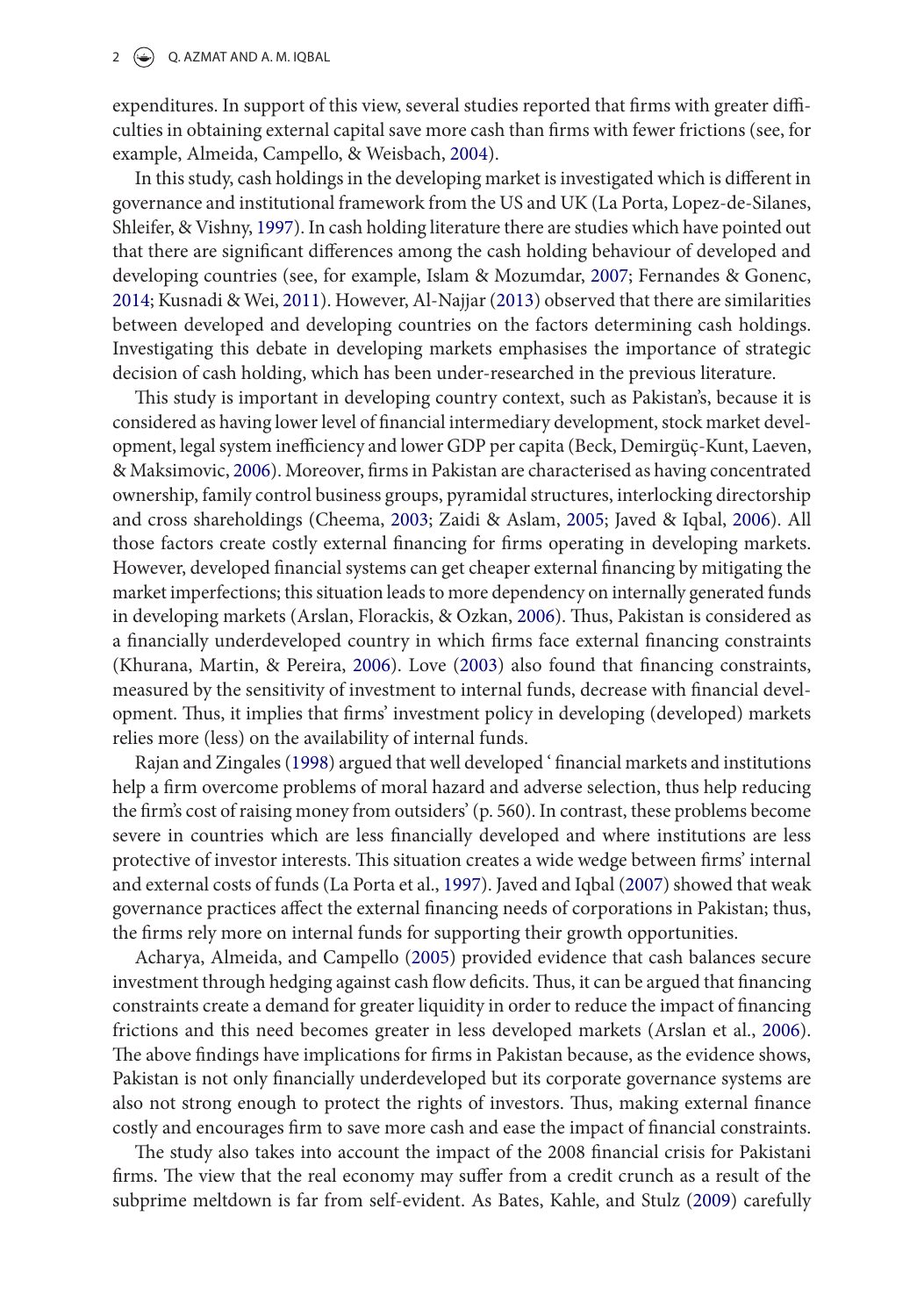expenditures. In support of this view, several studies reported that firms with greater difficulties in obtaining external capital save more cash than firms with fewer frictions (see, for example, Almeida, Campello, & Weisbach, 2004).

In this study, cash holdings in the developing market is investigated which is different in governance and institutional framework from the US and UK (La Porta, Lopez-de-Silanes, Shleifer, & Vishny, 1997). In cash holding literature there are studies which have pointed out that there are significant differences among the cash holding behaviour of developed and developing countries (see, for example, Islam & Mozumdar, 2007; Fernandes & Gonenc, 2014; Kusnadi & Wei, 2011). However, Al-Najjar (2013) observed that there are similarities between developed and developing countries on the factors determining cash holdings. Investigating this debate in developing markets emphasises the importance of strategic decision of cash holding, which has been under-researched in the previous literature.

This study is important in developing country context, such as Pakistan's, because it is considered as having lower level of financial intermediary development, stock market development, legal system inefficiency and lower GDP per capita (Beck, Demirgüç-Kunt, Laeven, & Maksimovic, 2006). Moreover, firms in Pakistan are characterised as having concentrated ownership, family control business groups, pyramidal structures, interlocking directorship and cross shareholdings (Cheema, 2003; Zaidi & Aslam, 2005; Javed & Iqbal, 2006). All those factors create costly external financing for firms operating in developing markets. However, developed financial systems can get cheaper external financing by mitigating the market imperfections; this situation leads to more dependency on internally generated funds in developing markets (Arslan, Florackis, & Ozkan, 2006). Thus, Pakistan is considered as a financially underdeveloped country in which firms face external financing constraints (Khurana, Martin, & Pereira, 2006). Love (2003) also found that financing constraints, measured by the sensitivity of investment to internal funds, decrease with financial development. Thus, it implies that firms' investment policy in developing (developed) markets relies more (less) on the availability of internal funds.

Rajan and Zingales (1998) argued that well developed 'financial markets and institutions help a firm overcome problems of moral hazard and adverse selection, thus help reducing the firm's cost of raising money from outsiders' (p. 560). In contrast, these problems become severe in countries which are less financially developed and where institutions are less protective of investor interests. This situation creates a wide wedge between firms' internal and external costs of funds (La Porta et al., 1997). Javed and Iqbal (2007) showed that weak governance practices affect the external financing needs of corporations in Pakistan; thus, the firms rely more on internal funds for supporting their growth opportunities.

Acharya, Almeida, and Campello (2005) provided evidence that cash balances secure investment through hedging against cash flow deficits. Thus, it can be argued that financing constraints create a demand for greater liquidity in order to reduce the impact of financing frictions and this need becomes greater in less developed markets (Arslan et al., 2006). The above findings have implications for firms in Pakistan because, as the evidence shows, Pakistan is not only financially underdeveloped but its corporate governance systems are also not strong enough to protect the rights of investors. Thus, making external finance costly and encourages firm to save more cash and ease the impact of financial constraints.

The study also takes into account the impact of the 2008 financial crisis for Pakistani firms. The view that the real economy may suffer from a credit crunch as a result of the subprime meltdown is far from self-evident. As Bates, Kahle, and Stulz (2009) carefully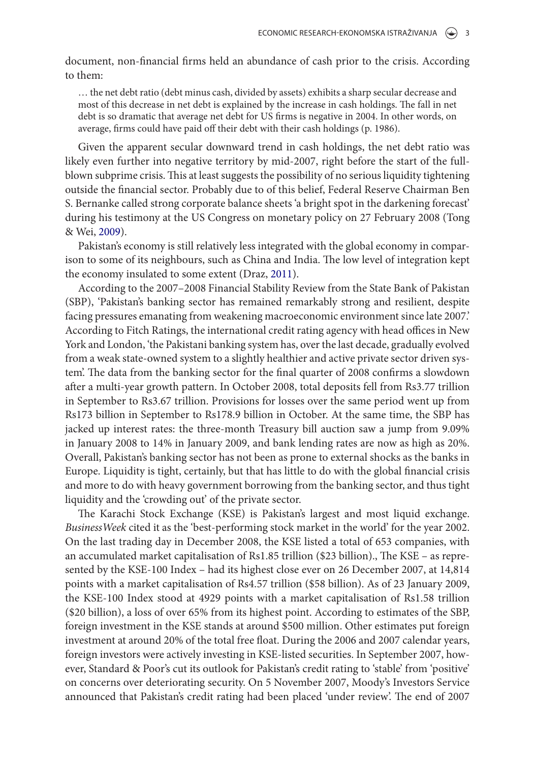document, non-financial firms held an abundance of cash prior to the crisis. According to them:

> … the net debt ratio (debt minus cash, divided by assets) exhibits a sharp secular decrease and most of this decrease in net debt is explained by the increase in cash holdings. The fall in net debt is so dramatic that average net debt for US firms is negative in 2004. In other words, on average, firms could have paid off their debt with their cash holdings (p. 1986).

Given the apparent secular downward trend in cash holdings, the net debt ratio was likely even further into negative territory by mid-2007, right before the start of the full-blown subprime crisis. This at least suggests the possibility of no serious liquidity tightening outside the financial sector. Probably due to of this belief, Federal Reserve Chairman Ben S. Bernanke called strong corporate balance sheets 'a bright spot in the darkening forecast' during his testimony at the US Congress on monetary policy on 27 February 2008 (Tong & Wei, 2009).

Pakistan's economy is still relatively less integrated with the global economy in comparison to some of its neighbours, such as China and India. The low level of integration kept the economy insulated to some extent (Draz, 2011).

According to the 2007–2008 Financial Stability Review from the State Bank of Pakistan (SBP), 'Pakistan's banking sector has remained remarkably strong and resilient, despite facing pressures emanating from weakening macroeconomic environment since late 2007.' According to Fitch Ratings, the international credit rating agency with head offices in New York and London, 'the Pakistani banking system has, over the last decade, gradually evolved from a weak state-owned system to a slightly healthier and active private sector driven system'. The data from the banking sector for the final quarter of 2008 confirms a slowdown after a multi-year growth pattern. In October 2008, total deposits fell from Rs3.77 trillion in September to Rs3.67 trillion. Provisions for losses over the same period went up from Rs173 billion in September to Rs178.9 billion in October. At the same time, the SBP has jacked up interest rates: the three-month Treasury bill auction saw a jump from 9.09% in January 2008 to 14% in January 2009, and bank lending rates are now as high as 20%. Overall, Pakistan's banking sector has not been as prone to external shocks as the banks in Europe. Liquidity is tight, certainly, but that has little to do with the global financial crisis and more to do with heavy government borrowing from the banking sector, and thus tight liquidity and the 'crowding out' of the private sector.

The Karachi Stock Exchange (KSE) is Pakistan's largest and most liquid exchange. *BusinessWeek* cited it as the 'best-performing stock market in the world' for the year 2002. On the last trading day in December 2008, the KSE listed a total of 653 companies, with an accumulated market capitalisation of Rs1.85 trillion ($23 billion)., The KSE – as represented by the KSE-100 Index – had its highest close ever on 26 December 2007, at 14,814 points with a market capitalisation of Rs4.57 trillion ($58 billion). As of 23 January 2009, the KSE-100 Index stood at 4929 points with a market capitalisation of Rs1.58 trillion ($20 billion), a loss of over 65% from its highest point. According to estimates of the SBP, foreign investment in the KSE stands at around $500 million. Other estimates put foreign investment at around 20% of the total free float. During the 2006 and 2007 calendar years, foreign investors were actively investing in KSE-listed securities. In September 2007, however, Standard & Poor's cut its outlook for Pakistan's credit rating to 'stable' from 'positive' on concerns over deteriorating security. On 5 November 2007, Moody's Investors Service announced that Pakistan's credit rating had been placed 'under review'. The end of 2007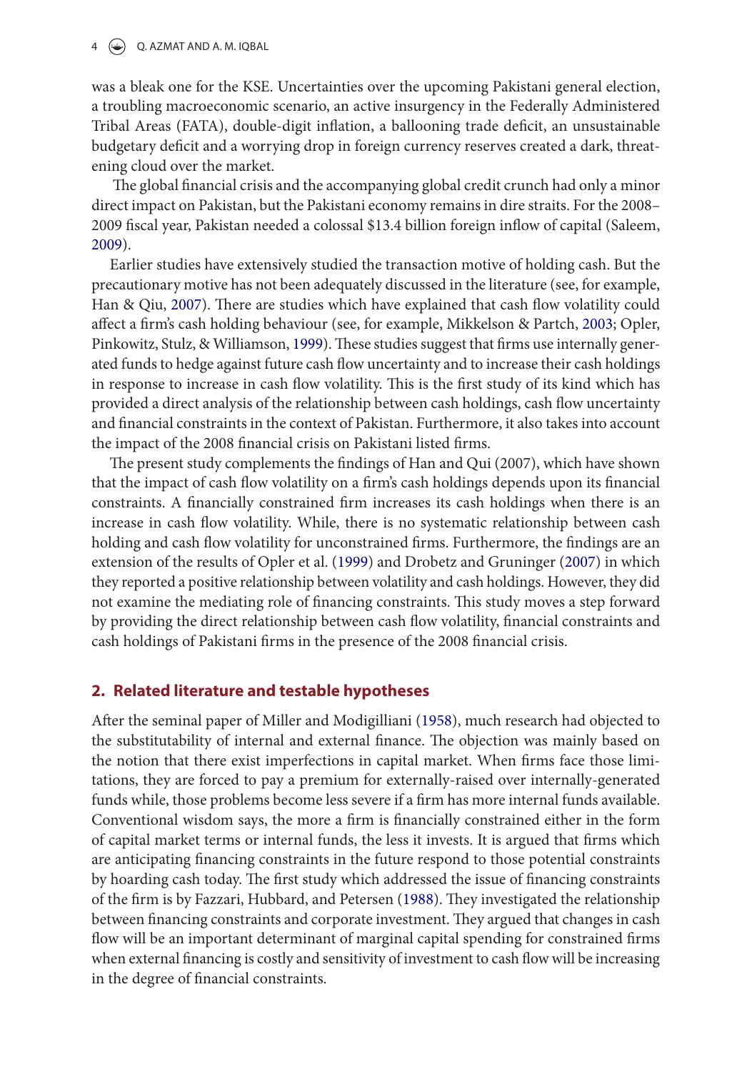was a bleak one for the KSE. Uncertainties over the upcoming Pakistani general election, a troubling macroeconomic scenario, an active insurgency in the Federally Administered Tribal Areas (FATA), double-digit inflation, a ballooning trade deficit, an unsustainable budgetary deficit and a worrying drop in foreign currency reserves created a dark, threatening cloud over the market.

The global financial crisis and the accompanying global credit crunch had only a minor direct impact on Pakistan, but the Pakistani economy remains in dire straits. For the 2008–2009 fiscal year, Pakistan needed a colossal $13.4 billion foreign inflow of capital (Saleem, 2009).

Earlier studies have extensively studied the transaction motive of holding cash. But the precautionary motive has not been adequately discussed in the literature (see, for example, Han & Qiu, 2007). There are studies which have explained that cash flow volatility could affect a firm's cash holding behaviour (see, for example, Mikkelson & Partch, 2003; Opler, Pinkowitz, Stulz, & Williamson, 1999). These studies suggest that firms use internally generated funds to hedge against future cash flow uncertainty and to increase their cash holdings in response to increase in cash flow volatility. This is the first study of its kind which has provided a direct analysis of the relationship between cash holdings, cash flow uncertainty and financial constraints in the context of Pakistan. Furthermore, it also takes into account the impact of the 2008 financial crisis on Pakistani listed firms.

The present study complements the findings of Han and Qui (2007), which have shown that the impact of cash flow volatility on a firm's cash holdings depends upon its financial constraints. A financially constrained firm increases its cash holdings when there is an increase in cash flow volatility. While, there is no systematic relationship between cash holding and cash flow volatility for unconstrained firms. Furthermore, the findings are an extension of the results of Opler et al. (1999) and Drobetz and Gruninger (2007) in which they reported a positive relationship between volatility and cash holdings. However, they did not examine the mediating role of financing constraints. This study moves a step forward by providing the direct relationship between cash flow volatility, financial constraints and cash holdings of Pakistani firms in the presence of the 2008 financial crisis.

## 2. Related literature and testable hypotheses

After the seminal paper of Miller and Modigilliani (1958), much research had objected to the substitutability of internal and external finance. The objection was mainly based on the notion that there exist imperfections in capital market. When firms face those limitations, they are forced to pay a premium for externally-raised over internally-generated funds while, those problems become less severe if a firm has more internal funds available. Conventional wisdom says, the more a firm is financially constrained either in the form of capital market terms or internal funds, the less it invests. It is argued that firms which are anticipating financing constraints in the future respond to those potential constraints by hoarding cash today. The first study which addressed the issue of financing constraints of the firm is by Fazzari, Hubbard, and Petersen (1988). They investigated the relationship between financing constraints and corporate investment. They argued that changes in cash flow will be an important determinant of marginal capital spending for constrained firms when external financing is costly and sensitivity of investment to cash flow will be increasing in the degree of financial constraints.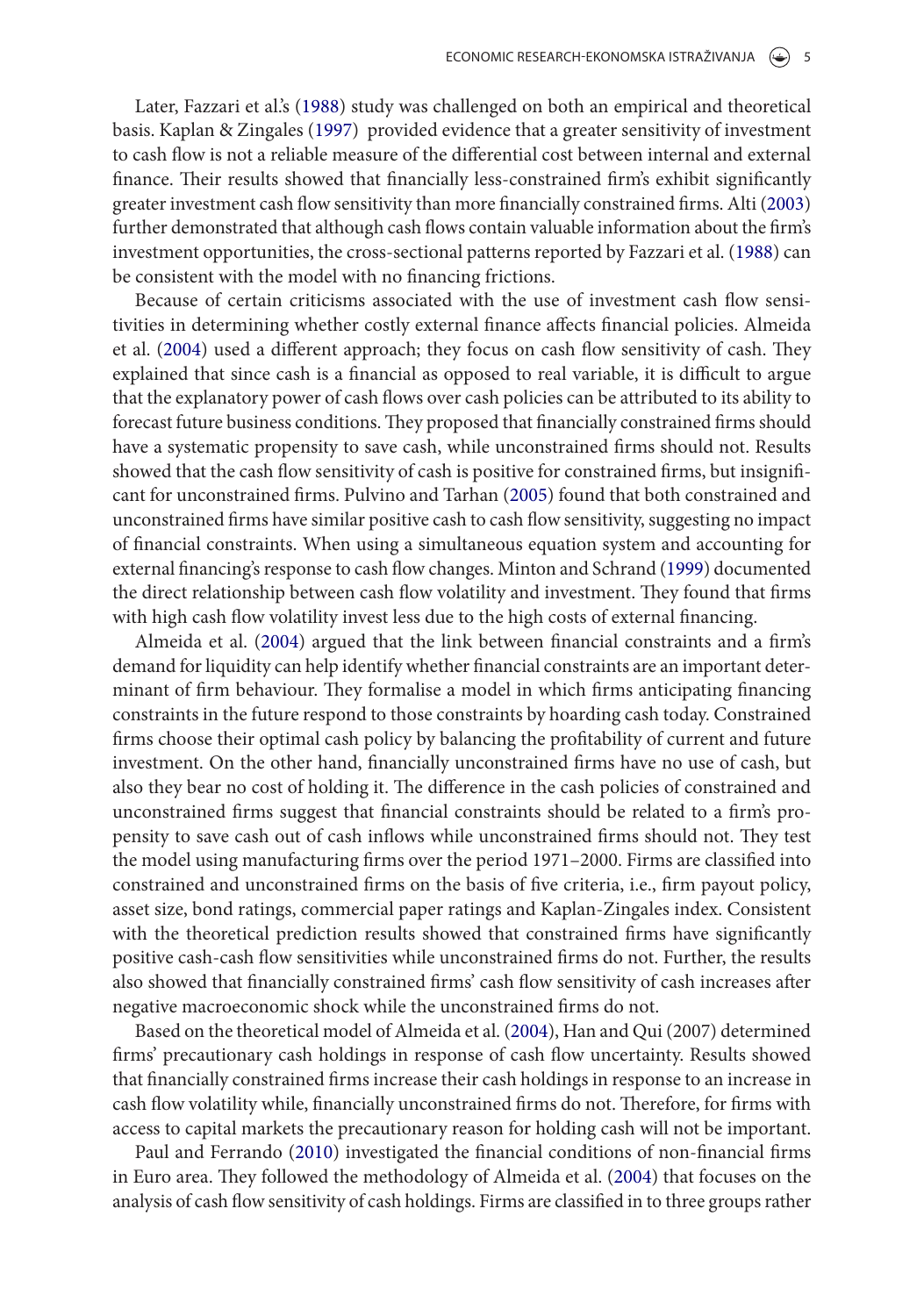Later, Fazzari et al.'s (1988) study was challenged on both an empirical and theoretical basis. Kaplan & Zingales (1997) provided evidence that a greater sensitivity of investment to cash flow is not a reliable measure of the differential cost between internal and external finance. Their results showed that financially less-constrained firm's exhibit significantly greater investment cash flow sensitivity than more financially constrained firms. Alti (2003) further demonstrated that although cash flows contain valuable information about the firm's investment opportunities, the cross-sectional patterns reported by Fazzari et al. (1988) can be consistent with the model with no financing frictions.

Because of certain criticisms associated with the use of investment cash flow sensitivities in determining whether costly external finance affects financial policies. Almeida et al. (2004) used a different approach; they focus on cash flow sensitivity of cash. They explained that since cash is a financial as opposed to real variable, it is difficult to argue that the explanatory power of cash flows over cash policies can be attributed to its ability to forecast future business conditions. They proposed that financially constrained firms should have a systematic propensity to save cash, while unconstrained firms should not. Results showed that the cash flow sensitivity of cash is positive for constrained firms, but insignificant for unconstrained firms. Pulvino and Tarhan (2005) found that both constrained and unconstrained firms have similar positive cash to cash flow sensitivity, suggesting no impact of financial constraints. When using a simultaneous equation system and accounting for external financing's response to cash flow changes. Minton and Schrand (1999) documented the direct relationship between cash flow volatility and investment. They found that firms with high cash flow volatility invest less due to the high costs of external financing.

Almeida et al. (2004) argued that the link between financial constraints and a firm's demand for liquidity can help identify whether financial constraints are an important determinant of firm behaviour. They formalise a model in which firms anticipating financing constraints in the future respond to those constraints by hoarding cash today. Constrained firms choose their optimal cash policy by balancing the profitability of current and future investment. On the other hand, financially unconstrained firms have no use of cash, but also they bear no cost of holding it. The difference in the cash policies of constrained and unconstrained firms suggest that financial constraints should be related to a firm's propensity to save cash out of cash inflows while unconstrained firms should not. They test the model using manufacturing firms over the period 1971–2000. Firms are classified into constrained and unconstrained firms on the basis of five criteria, i.e., firm payout policy, asset size, bond ratings, commercial paper ratings and Kaplan-Zingales index. Consistent with the theoretical prediction results showed that constrained firms have significantly positive cash-cash flow sensitivities while unconstrained firms do not. Further, the results also showed that financially constrained firms' cash flow sensitivity of cash increases after negative macroeconomic shock while the unconstrained firms do not.

Based on the theoretical model of Almeida et al. (2004), Han and Qui (2007) determined firms' precautionary cash holdings in response of cash flow uncertainty. Results showed that financially constrained firms increase their cash holdings in response to an increase in cash flow volatility while, financially unconstrained firms do not. Therefore, for firms with access to capital markets the precautionary reason for holding cash will not be important.

Paul and Ferrando (2010) investigated the financial conditions of non-financial firms in Euro area. They followed the methodology of Almeida et al. (2004) that focuses on the analysis of cash flow sensitivity of cash holdings. Firms are classified in to three groups rather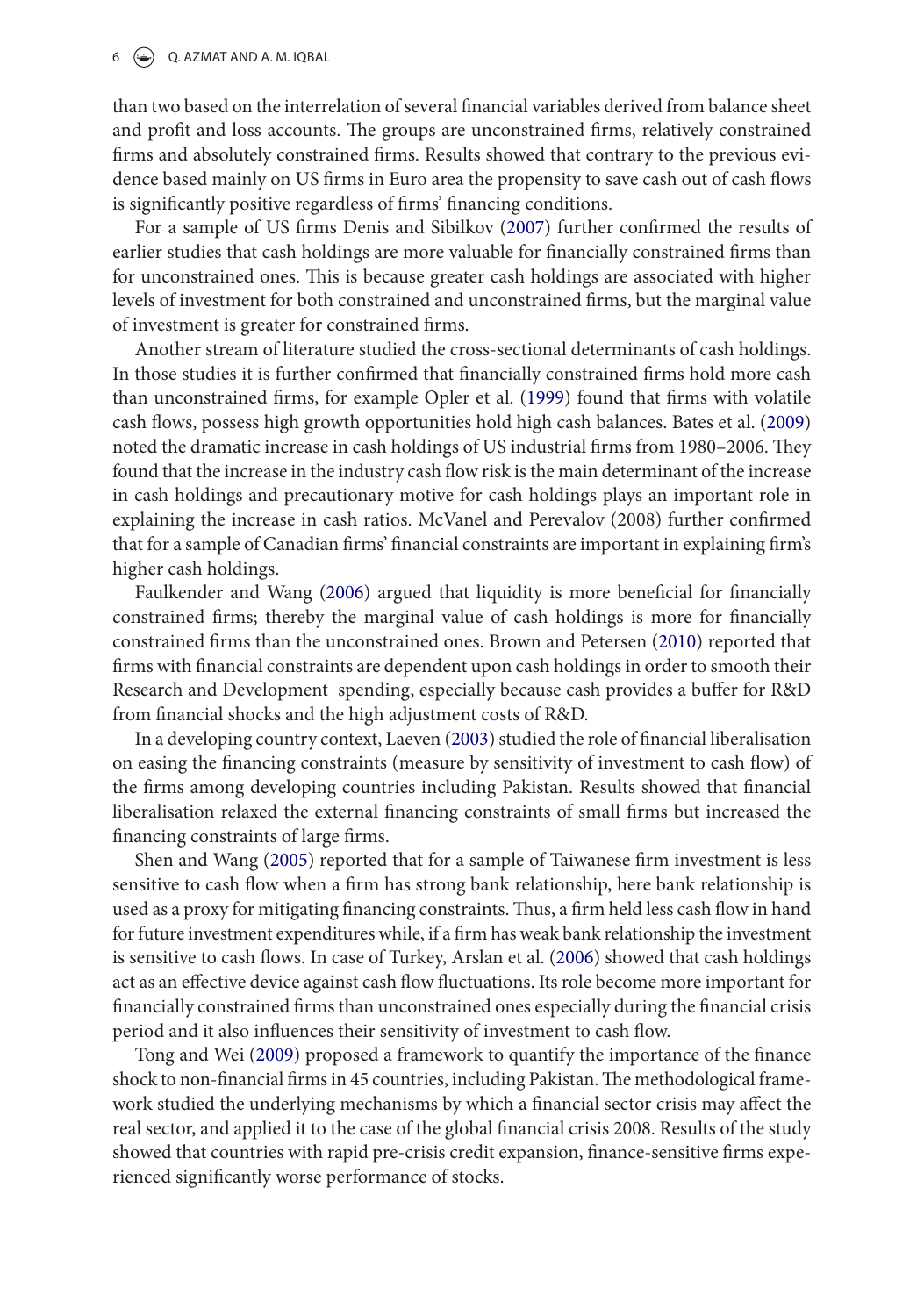than two based on the interrelation of several financial variables derived from balance sheet and profit and loss accounts. The groups are unconstrained firms, relatively constrained firms and absolutely constrained firms. Results showed that contrary to the previous evidence based mainly on US firms in Euro area the propensity to save cash out of cash flows is significantly positive regardless of firms' financing conditions.

For a sample of US firms Denis and Sibilkov (2007) further confirmed the results of earlier studies that cash holdings are more valuable for financially constrained firms than for unconstrained ones. This is because greater cash holdings are associated with higher levels of investment for both constrained and unconstrained firms, but the marginal value of investment is greater for constrained firms.

Another stream of literature studied the cross-sectional determinants of cash holdings. In those studies it is further confirmed that financially constrained firms hold more cash than unconstrained firms, for example Opler et al. (1999) found that firms with volatile cash flows, possess high growth opportunities hold high cash balances. Bates et al. (2009) noted the dramatic increase in cash holdings of US industrial firms from 1980–2006. They found that the increase in the industry cash flow risk is the main determinant of the increase in cash holdings and precautionary motive for cash holdings plays an important role in explaining the increase in cash ratios. McVanel and Perevalov (2008) further confirmed that for a sample of Canadian firms' financial constraints are important in explaining firm's higher cash holdings.

Faulkender and Wang (2006) argued that liquidity is more beneficial for financially constrained firms; thereby the marginal value of cash holdings is more for financially constrained firms than the unconstrained ones. Brown and Petersen (2010) reported that firms with financial constraints are dependent upon cash holdings in order to smooth their Research and Development spending, especially because cash provides a buffer for R&D from financial shocks and the high adjustment costs of R&D.

In a developing country context, Laeven (2003) studied the role of financial liberalisation on easing the financing constraints (measure by sensitivity of investment to cash flow) of the firms among developing countries including Pakistan. Results showed that financial liberalisation relaxed the external financing constraints of small firms but increased the financing constraints of large firms.

Shen and Wang (2005) reported that for a sample of Taiwanese firm investment is less sensitive to cash flow when a firm has strong bank relationship, here bank relationship is used as a proxy for mitigating financing constraints. Thus, a firm held less cash flow in hand for future investment expenditures while, if a firm has weak bank relationship the investment is sensitive to cash flows. In case of Turkey, Arslan et al. (2006) showed that cash holdings act as an effective device against cash flow fluctuations. Its role become more important for financially constrained firms than unconstrained ones especially during the financial crisis period and it also influences their sensitivity of investment to cash flow.

Tong and Wei (2009) proposed a framework to quantify the importance of the finance shock to non-financial firms in 45 countries, including Pakistan. The methodological framework studied the underlying mechanisms by which a financial sector crisis may affect the real sector, and applied it to the case of the global financial crisis 2008. Results of the study showed that countries with rapid pre-crisis credit expansion, finance-sensitive firms experienced significantly worse performance of stocks.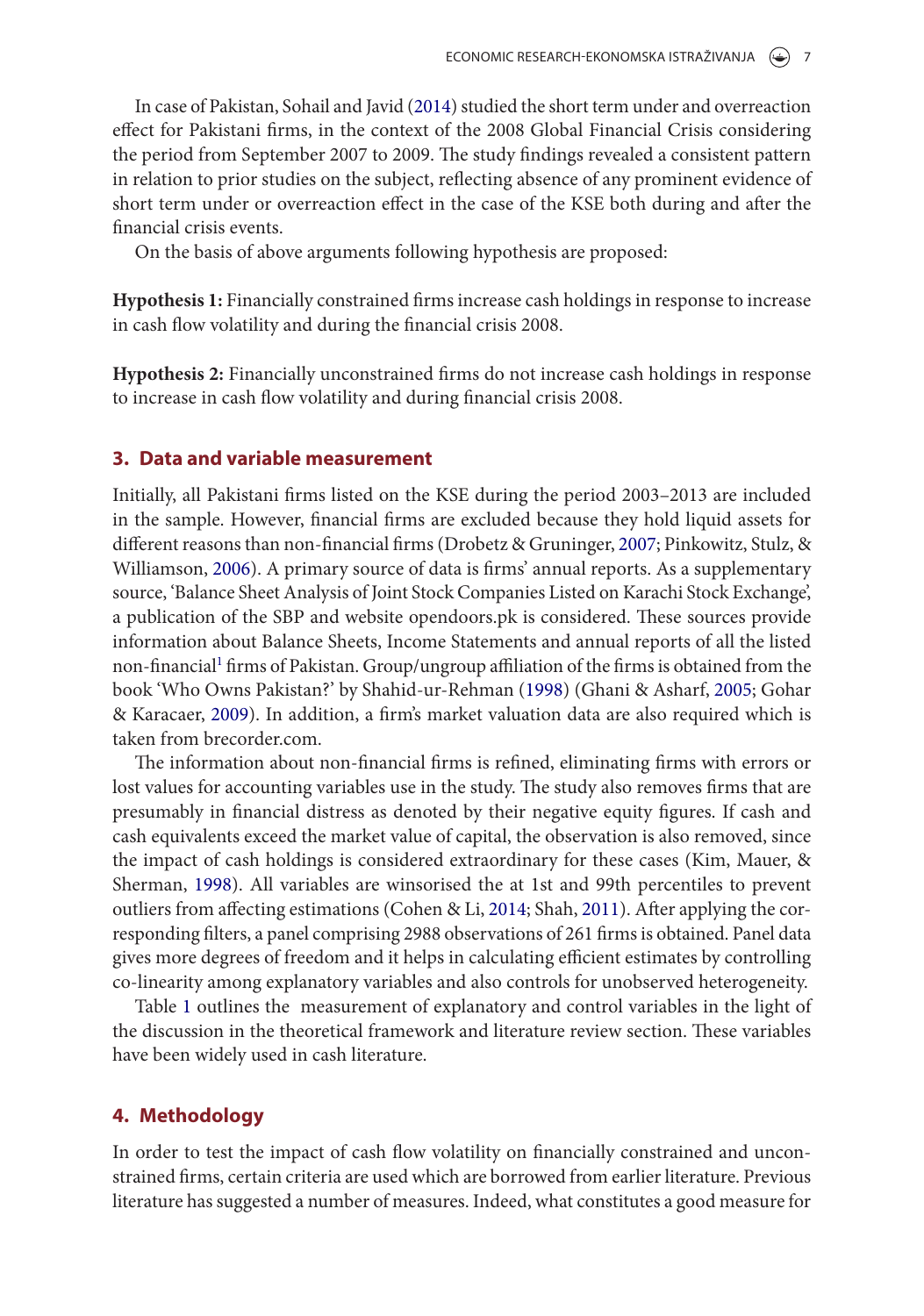In case of Pakistan, Sohail and Javid (2014) studied the short term under and overreaction effect for Pakistani firms, in the context of the 2008 Global Financial Crisis considering the period from September 2007 to 2009. The study findings revealed a consistent pattern in relation to prior studies on the subject, reflecting absence of any prominent evidence of short term under or overreaction effect in the case of the KSE both during and after the financial crisis events.

On the basis of above arguments following hypothesis are proposed:

**Hypothesis 1:** Financially constrained firms increase cash holdings in response to increase in cash flow volatility and during the financial crisis 2008.

**Hypothesis 2:** Financially unconstrained firms do not increase cash holdings in response to increase in cash flow volatility and during financial crisis 2008.

## 3. Data and variable measurement

Initially, all Pakistani firms listed on the KSE during the period 2003–2013 are included in the sample. However, financial firms are excluded because they hold liquid assets for different reasons than non-financial firms (Drobetz & Gruninger, 2007; Pinkowitz, Stulz, & Williamson, 2006). A primary source of data is firms' annual reports. As a supplementary source, 'Balance Sheet Analysis of Joint Stock Companies Listed on Karachi Stock Exchange', a publication of the SBP and website opendoors.pk is considered. These sources provide information about Balance Sheets, Income Statements and annual reports of all the listed non-financial[1] firms of Pakistan. Group/ungroup affiliation of the firms is obtained from the book 'Who Owns Pakistan?' by Shahid-ur-Rehman (1998) (Ghani & Asharf, 2005; Gohar & Karacaer, 2009). In addition, a firm's market valuation data are also required which is taken from brecorder.com.

The information about non-financial firms is refined, eliminating firms with errors or lost values for accounting variables use in the study. The study also removes firms that are presumably in financial distress as denoted by their negative equity figures. If cash and cash equivalents exceed the market value of capital, the observation is also removed, since the impact of cash holdings is considered extraordinary for these cases (Kim, Mauer, & Sherman, 1998). All variables are winsorised the at 1st and 99th percentiles to prevent outliers from affecting estimations (Cohen & Li, 2014; Shah, 2011). After applying the corresponding filters, a panel comprising 2988 observations of 261 firms is obtained. Panel data gives more degrees of freedom and it helps in calculating efficient estimates by controlling co-linearity among explanatory variables and also controls for unobserved heterogeneity.

Table 1 outlines the measurement of explanatory and control variables in the light of the discussion in the theoretical framework and literature review section. These variables have been widely used in cash literature.

## 4. Methodology

In order to test the impact of cash flow volatility on financially constrained and unconstrained firms, certain criteria are used which are borrowed from earlier literature. Previous literature has suggested a number of measures. Indeed, what constitutes a good measure for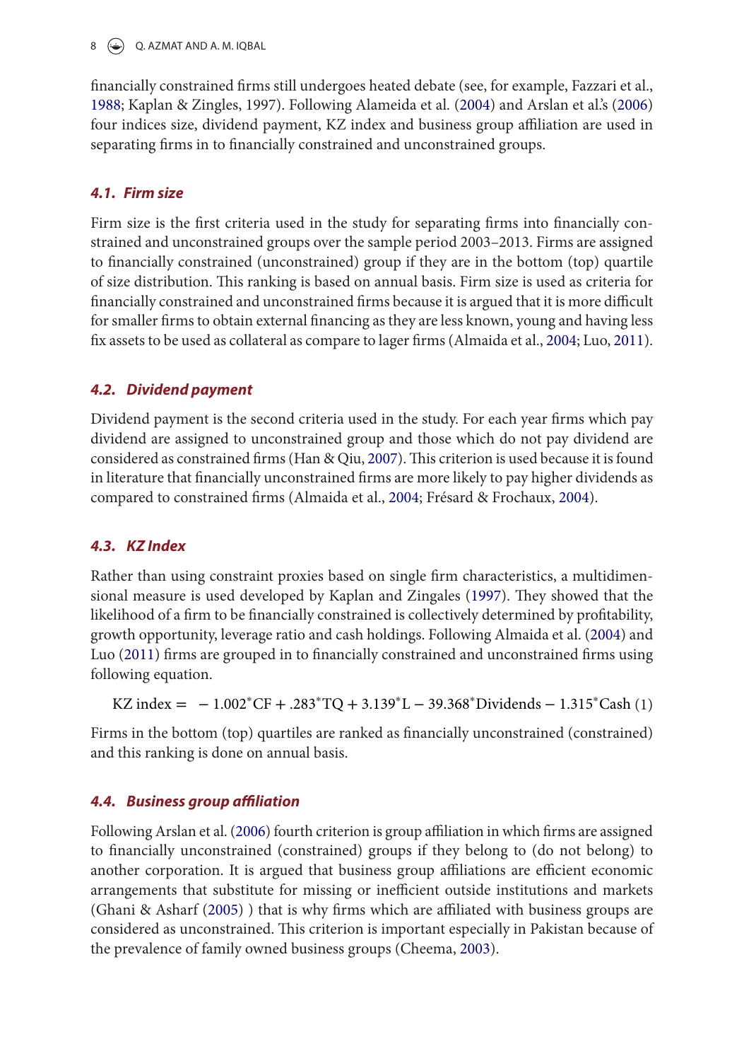financially constrained firms still undergoes heated debate (see, for example, Fazzari et al., 1988; Kaplan & Zingles, 1997). Following Alameida et al. (2004) and Arslan et al.'s (2006) four indices size, dividend payment, KZ index and business group affiliation are used in separating firms in to financially constrained and unconstrained groups.

### 4.1. Firm size

Firm size is the first criteria used in the study for separating firms into financially constrained and unconstrained groups over the sample period 2003–2013. Firms are assigned to financially constrained (unconstrained) group if they are in the bottom (top) quartile of size distribution. This ranking is based on annual basis. Firm size is used as criteria for financially constrained and unconstrained firms because it is argued that it is more difficult for smaller firms to obtain external financing as they are less known, young and having less fix assets to be used as collateral as compare to lager firms (Almaida et al., 2004; Luo, 2011).

### 4.2. Dividend payment

Dividend payment is the second criteria used in the study. For each year firms which pay dividend are assigned to unconstrained group and those which do not pay dividend are considered as constrained firms (Han & Qiu, 2007). This criterion is used because it is found in literature that financially unconstrained firms are more likely to pay higher dividends as compared to constrained firms (Almaida et al., 2004; Frésard & Frochaux, 2004).

### 4.3. KZ Index

Rather than using constraint proxies based on single firm characteristics, a multidimensional measure is used developed by Kaplan and Zingales (1997). They showed that the likelihood of a firm to be financially constrained is collectively determined by profitability, growth opportunity, leverage ratio and cash holdings. Following Almaida et al. (2004) and Luo (2011) firms are grouped in to financially constrained and unconstrained firms using following equation.

$$\text{KZ index} = -1.002^{*}\text{CF} + .283^{*}\text{TQ} + 3.139^{*}\text{L} - 39.368^{*}\text{Dividends} - 1.315^{*}\text{Cash} \quad (1)$$

Firms in the bottom (top) quartiles are ranked as financially unconstrained (constrained) and this ranking is done on annual basis.

### 4.4. Business group affiliation

Following Arslan et al. (2006) fourth criterion is group affiliation in which firms are assigned to financially unconstrained (constrained) groups if they belong to (do not belong) to another corporation. It is argued that business group affiliations are efficient economic arrangements that substitute for missing or inefficient outside institutions and markets (Ghani & Asharf (2005) ) that is why firms which are affiliated with business groups are considered as unconstrained. This criterion is important especially in Pakistan because of the prevalence of family owned business groups (Cheema, 2003).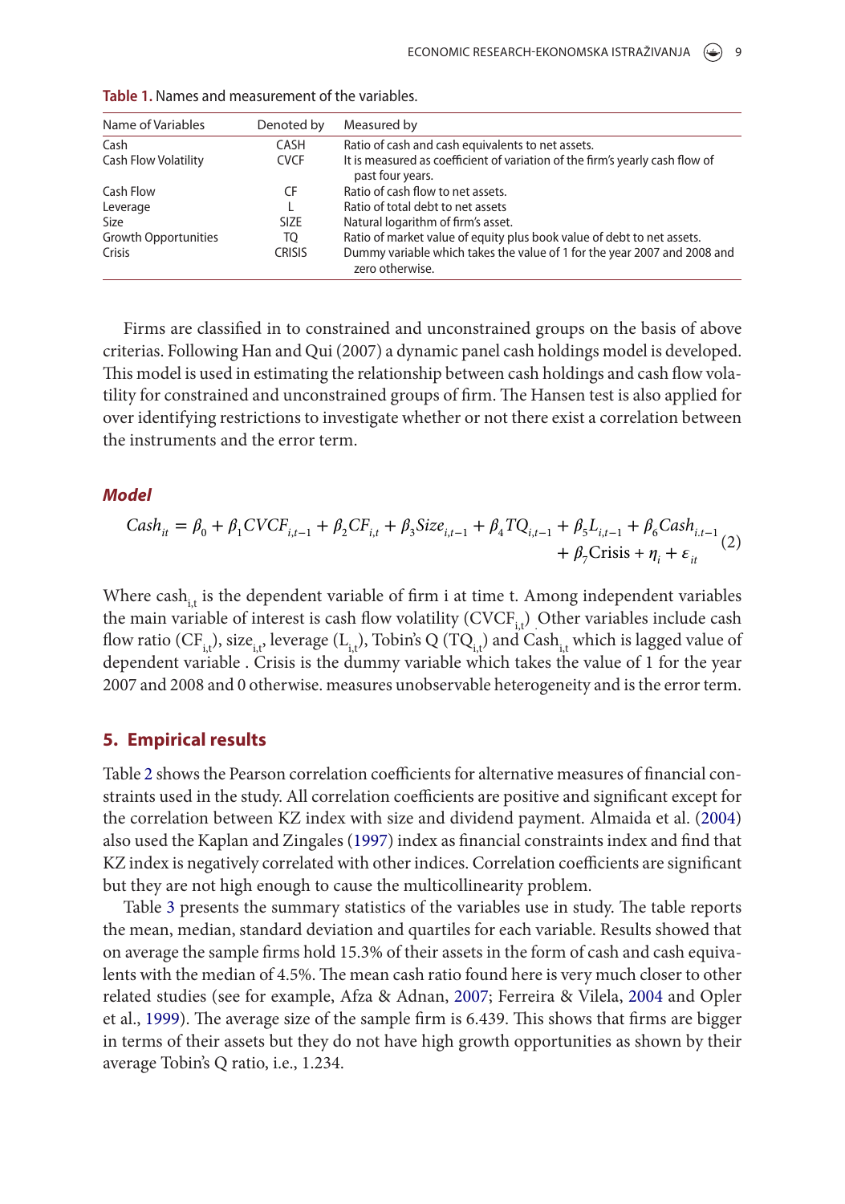**Table 1.** Names and measurement of the variables.

| Name of Variables | Denoted by | Measured by |
|---|---|---|
| Cash | CASH | Ratio of cash and cash equivalents to net assets. |
| Cash Flow Volatility | CVCF | It is measured as coefficient of variation of the firm's yearly cash flow of past four years. |
| Cash Flow | CF | Ratio of cash flow to net assets. |
| Leverage | L | Ratio of total debt to net assets |
| Size | SIZE | Natural logarithm of firm's asset. |
| Growth Opportunities | TQ | Ratio of market value of equity plus book value of debt to net assets. |
| Crisis | CRISIS | Dummy variable which takes the value of 1 for the year 2007 and 2008 and zero otherwise. |

Firms are classified in to constrained and unconstrained groups on the basis of above criterias. Following Han and Qui (2007) a dynamic panel cash holdings model is developed. This model is used in estimating the relationship between cash holdings and cash flow volatility for constrained and unconstrained groups of firm. The Hansen test is also applied for over identifying restrictions to investigate whether or not there exist a correlation between the instruments and the error term.

### *Model*

$$Cash_{it} = \beta_0 + \beta_1 CVCF_{i,t-1} + \beta_2 CF_{i,t} + \beta_3 Size_{i,t-1} + \beta_4 TQ_{i,t-1} + \beta_5 L_{i,t-1} + \beta_6 Cash_{i,t-1} + \beta_7 \text{Crisis} + \eta_i + \varepsilon_{it} \quad (2)$$

Where $cash_{i,t}$ is the dependent variable of firm i at time t. Among independent variables the main variable of interest is cash flow volatility ($CVCF_{i,t}$) Other variables include cash flow ratio ($CF_{i,t}$), $size_{i,t}$, leverage ($L_{i,t}$), Tobin's Q ($TQ_{i,t}$) and $Cash_{i,t}$ which is lagged value of dependent variable . Crisis is the dummy variable which takes the value of 1 for the year 2007 and 2008 and 0 otherwise. measures unobservable heterogeneity and is the error term.

## 5. Empirical results

Table 2 shows the Pearson correlation coefficients for alternative measures of financial constraints used in the study. All correlation coefficients are positive and significant except for the correlation between KZ index with size and dividend payment. Almaida et al. (2004) also used the Kaplan and Zingales (1997) index as financial constraints index and find that KZ index is negatively correlated with other indices. Correlation coefficients are significant but they are not high enough to cause the multicollinearity problem.

Table 3 presents the summary statistics of the variables use in study. The table reports the mean, median, standard deviation and quartiles for each variable. Results showed that on average the sample firms hold 15.3% of their assets in the form of cash and cash equivalents with the median of 4.5%. The mean cash ratio found here is very much closer to other related studies (see for example, Afza & Adnan, 2007; Ferreira & Vilela, 2004 and Opler et al., 1999). The average size of the sample firm is 6.439. This shows that firms are bigger in terms of their assets but they do not have high growth opportunities as shown by their average Tobin's Q ratio, i.e., 1.234.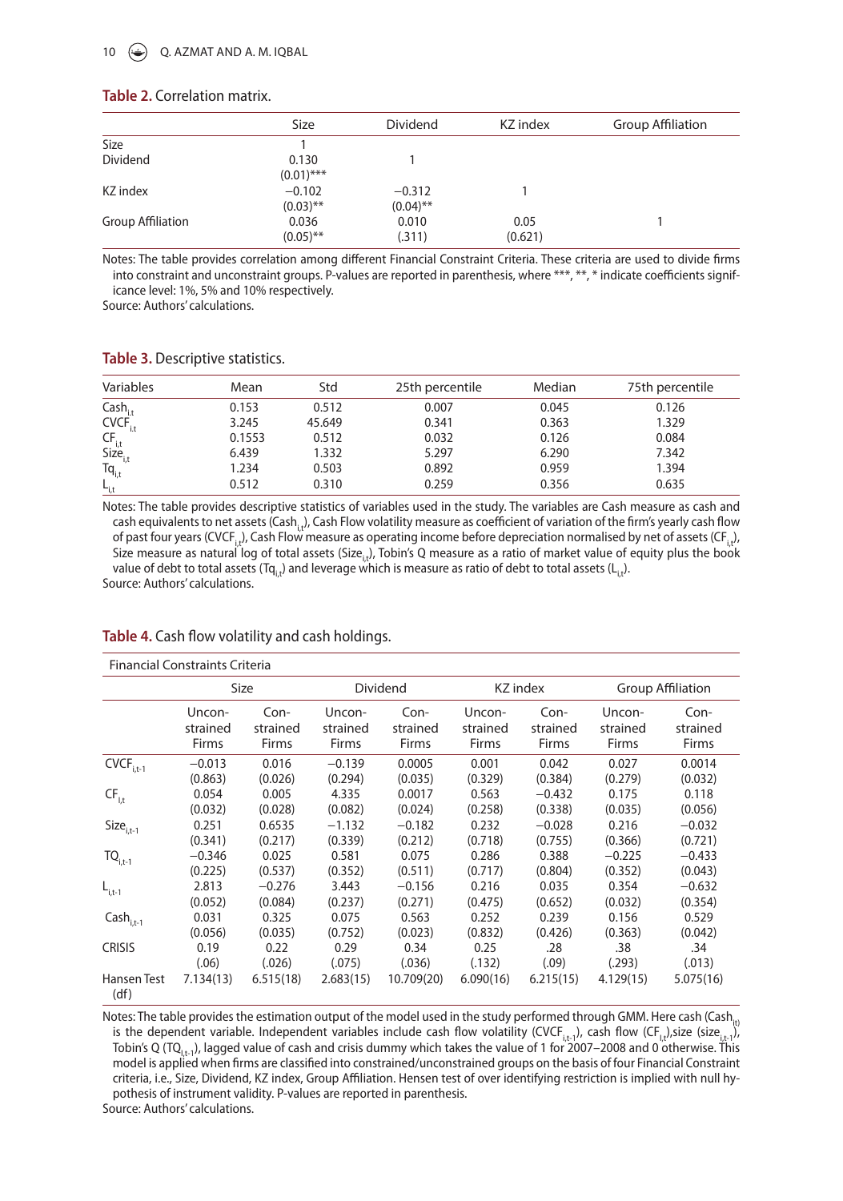**Table 2.** Correlation matrix.

| | Size | Dividend | KZ index | Group Affiliation |
|---|---|---|---|---|
| Size | 1 | | | |
| Dividend | 0.130 | 1 | | |
| | (0.01)*** | | | |
| KZ index | −0.102 | −0.312 | 1 | |
| | (0.03)** | (0.04)** | | |
| Group Affiliation | 0.036 | 0.010 | 0.05 | 1 |
| | (0.05)** | (.311) | (0.621) | |

Notes: The table provides correlation among different Financial Constraint Criteria. These criteria are used to divide firms into constraint and unconstraint groups. P-values are reported in parenthesis, where ***, **, * indicate coefficients significance level: 1%, 5% and 10% respectively.
Source: Authors' calculations.

**Table 3.** Descriptive statistics.

| Variables | Mean | Std | 25th percentile | Median | 75th percentile |
|---|---|---|---|---|---|
| $Cash_{i,t}$ | 0.153 | 0.512 | 0.007 | 0.045 | 0.126 |
| $CVCF_{i,t}$ | 3.245 | 45.649 | 0.341 | 0.363 | 1.329 |
| $CF_{i,t}$ | 0.1553 | 0.512 | 0.032 | 0.126 | 0.084 |
| $Size_{i,t}$ | 6.439 | 1.332 | 5.297 | 6.290 | 7.342 |
| $Tq_{i,t}$ | 1.234 | 0.503 | 0.892 | 0.959 | 1.394 |
| $L_{i,t}$ | 0.512 | 0.310 | 0.259 | 0.356 | 0.635 |

Notes: The table provides descriptive statistics of variables used in the study. The variables are Cash measure as cash and cash equivalents to net assets ($Cash_{i,t}$), Cash Flow volatility measure as coefficient of variation of the firm's yearly cash flow of past four years ($CVCF_{i,t}$), Cash Flow measure as operating income before depreciation normalised by net of assets ($CF_{i,t}$), Size measure as natural log of total assets ($Size_{i,t}$), Tobin's Q measure as a ratio of market value of equity plus the book value of debt to total assets ($Tq_{i,t}$) and leverage which is measure as ratio of debt to total assets ($L_{i,t}$).
Source: Authors' calculations.

**Table 4.** Cash flow volatility and cash holdings.

| Financial Constraints Criteria | Size | | Dividend | | KZ index | | Group Affiliation | |
|---|---|---|---|---|---|---|---|---|
| | Unconstrained Firms | Constrained Firms | Unconstrained Firms | Constrained Firms | Unconstrained Firms | Constrained Firms | Unconstrained Firms | Constrained Firms |
| $CVCF_{i,t-1}$ | −0.013 | 0.016 | −0.139 | 0.0005 | 0.001 | 0.042 | 0.027 | 0.0014 |
| | (0.863) | (0.026) | (0.294) | (0.035) | (0.329) | (0.384) | (0.279) | (0.032) |
| $CF_{i,t}$ | 0.054 | 0.005 | 4.335 | 0.0017 | 0.563 | −0.432 | 0.175 | 0.118 |
| | (0.032) | (0.028) | (0.082) | (0.024) | (0.258) | (0.338) | (0.035) | (0.056) |
| $Size_{i,t-1}$ | 0.251 | 0.6535 | −1.132 | −0.182 | 0.232 | −0.028 | 0.216 | −0.032 |
| | (0.341) | (0.217) | (0.339) | (0.212) | (0.718) | (0.755) | (0.366) | (0.721) |
| $TQ_{i,t-1}$ | −0.346 | 0.025 | 0.581 | 0.075 | 0.286 | 0.388 | −0.225 | −0.433 |
| | (0.225) | (0.537) | (0.352) | (0.511) | (0.717) | (0.804) | (0.352) | (0.043) |
| $L_{i,t-1}$ | 2.813 | −0.276 | 3.443 | −0.156 | 0.216 | 0.035 | 0.354 | −0.632 |
| | (0.052) | (0.084) | (0.237) | (0.271) | (0.475) | (0.652) | (0.032) | (0.354) |
| $Cash_{i,t-1}$ | 0.031 | 0.325 | 0.075 | 0.563 | 0.252 | 0.239 | 0.156 | 0.529 |
| | (0.056) | (0.035) | (0.752) | (0.023) | (0.832) | (0.426) | (0.363) | (0.042) |
| CRISIS | 0.19 | 0.22 | 0.29 | 0.34 | 0.25 | .28 | .38 | .34 |
| | (.06) | (.026) | (.075) | (.036) | (.132) | (.09) | (.293) | (.013) |
| Hansen Test (df) | 7.134(13) | 6.515(18) | 2.683(15) | 10.709(20) | 6.090(16) | 6.215(15) | 4.129(15) | 5.075(16) |

Notes: The table provides the estimation output of the model used in the study performed through GMM. Here cash ($Cash_{it}$) is the dependent variable. Independent variables include cash flow volatility ($CVCF_{i,t-1}$), cash flow ($CF_{i,t}$), size ($size_{i,t-1}$), Tobin's Q ($TQ_{i,t-1}$), lagged value of cash and crisis dummy which takes the value of 1 for 2007–2008 and 0 otherwise. This model is applied when firms are classified into constrained/unconstrained groups on the basis of four Financial Constraint criteria, i.e., Size, Dividend, KZ index, Group Affiliation. Hensen test of over identifying restriction is implied with null hypothesis of instrument validity. P-values are reported in parenthesis.
Source: Authors' calculations.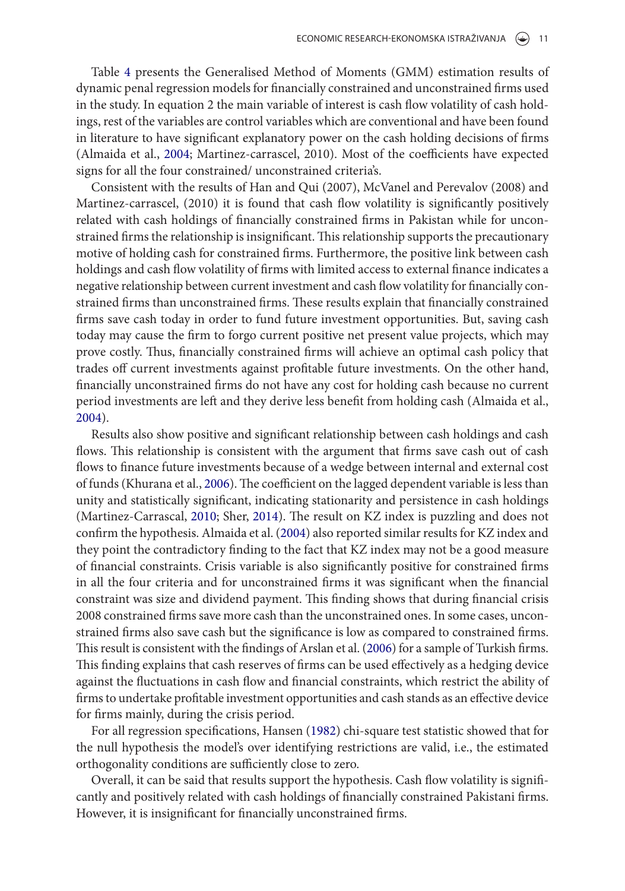Table 4 presents the Generalised Method of Moments (GMM) estimation results of dynamic penal regression models for financially constrained and unconstrained firms used in the study. In equation 2 the main variable of interest is cash flow volatility of cash holdings, rest of the variables are control variables which are conventional and have been found in literature to have significant explanatory power on the cash holding decisions of firms (Almaida et al., 2004; Martinez-carrascel, 2010). Most of the coefficients have expected signs for all the four constrained/ unconstrained criteria's.

Consistent with the results of Han and Qui (2007), McVanel and Perevalov (2008) and Martinez-carrascel, (2010) it is found that cash flow volatility is significantly positively related with cash holdings of financially constrained firms in Pakistan while for unconstrained firms the relationship is insignificant. This relationship supports the precautionary motive of holding cash for constrained firms. Furthermore, the positive link between cash holdings and cash flow volatility of firms with limited access to external finance indicates a negative relationship between current investment and cash flow volatility for financially constrained firms than unconstrained firms. These results explain that financially constrained firms save cash today in order to fund future investment opportunities. But, saving cash today may cause the firm to forgo current positive net present value projects, which may prove costly. Thus, financially constrained firms will achieve an optimal cash policy that trades off current investments against profitable future investments. On the other hand, financially unconstrained firms do not have any cost for holding cash because no current period investments are left and they derive less benefit from holding cash (Almaida et al., 2004).

Results also show positive and significant relationship between cash holdings and cash flows. This relationship is consistent with the argument that firms save cash out of cash flows to finance future investments because of a wedge between internal and external cost of funds (Khurana et al., 2006). The coefficient on the lagged dependent variable is less than unity and statistically significant, indicating stationarity and persistence in cash holdings (Martinez-Carrascal, 2010; Sher, 2014). The result on KZ index is puzzling and does not confirm the hypothesis. Almaida et al. (2004) also reported similar results for KZ index and they point the contradictory finding to the fact that KZ index may not be a good measure of financial constraints. Crisis variable is also significantly positive for constrained firms in all the four criteria and for unconstrained firms it was significant when the financial constraint was size and dividend payment. This finding shows that during financial crisis 2008 constrained firms save more cash than the unconstrained ones. In some cases, unconstrained firms also save cash but the significance is low as compared to constrained firms. This result is consistent with the findings of Arslan et al. (2006) for a sample of Turkish firms. This finding explains that cash reserves of firms can be used effectively as a hedging device against the fluctuations in cash flow and financial constraints, which restrict the ability of firms to undertake profitable investment opportunities and cash stands as an effective device for firms mainly, during the crisis period.

For all regression specifications, Hansen (1982) chi-square test statistic showed that for the null hypothesis the model's over identifying restrictions are valid, i.e., the estimated orthogonality conditions are sufficiently close to zero.

Overall, it can be said that results support the hypothesis. Cash flow volatility is significantly and positively related with cash holdings of financially constrained Pakistani firms. However, it is insignificant for financially unconstrained firms.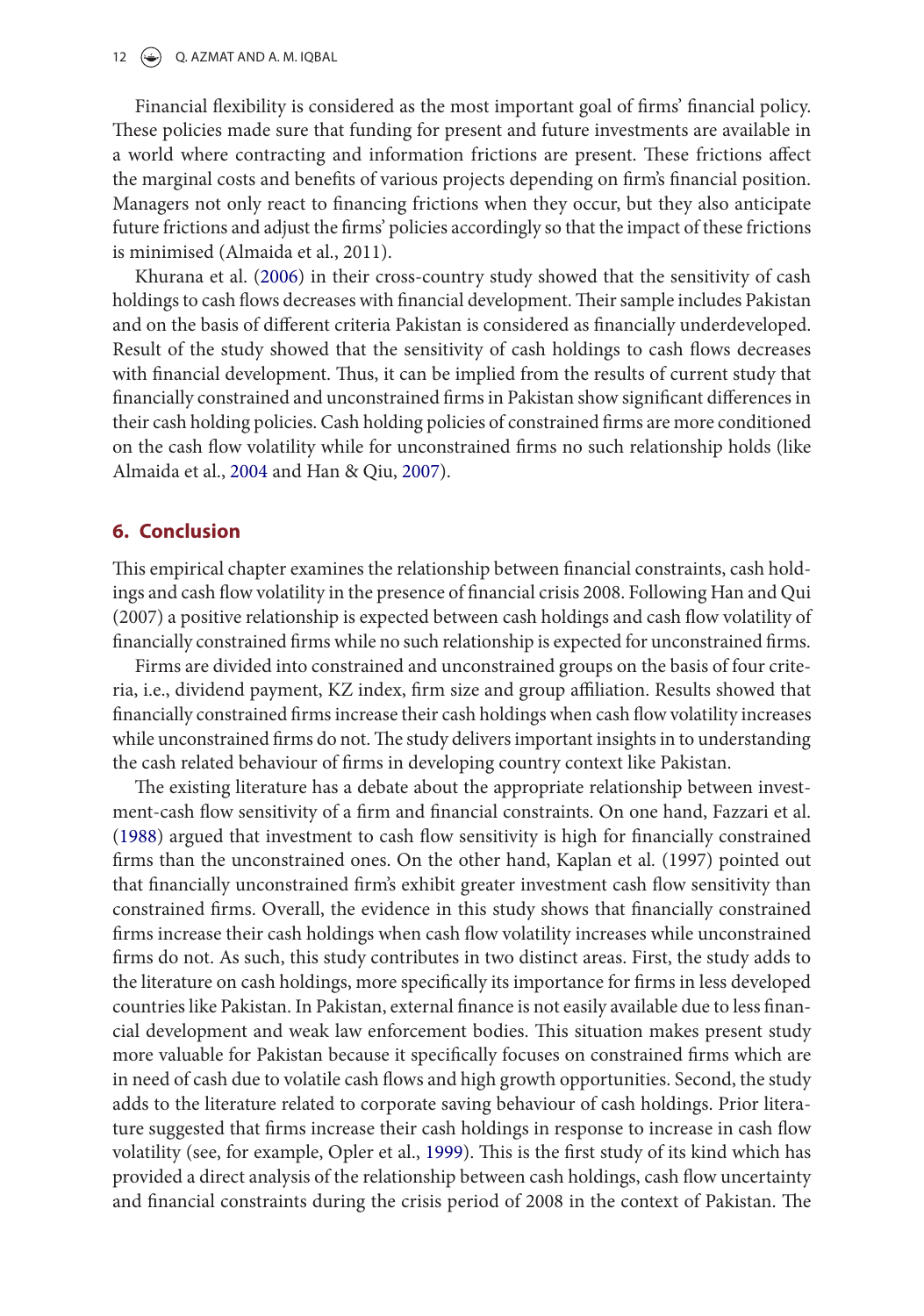Financial flexibility is considered as the most important goal of firms' financial policy. These policies made sure that funding for present and future investments are available in a world where contracting and information frictions are present. These frictions affect the marginal costs and benefits of various projects depending on firm's financial position. Managers not only react to financing frictions when they occur, but they also anticipate future frictions and adjust the firms' policies accordingly so that the impact of these frictions is minimised (Almaida et al., 2011).

Khurana et al. (2006) in their cross-country study showed that the sensitivity of cash holdings to cash flows decreases with financial development. Their sample includes Pakistan and on the basis of different criteria Pakistan is considered as financially underdeveloped. Result of the study showed that the sensitivity of cash holdings to cash flows decreases with financial development. Thus, it can be implied from the results of current study that financially constrained and unconstrained firms in Pakistan show significant differences in their cash holding policies. Cash holding policies of constrained firms are more conditioned on the cash flow volatility while for unconstrained firms no such relationship holds (like Almaida et al., 2004 and Han & Qiu, 2007).

## 6. Conclusion

This empirical chapter examines the relationship between financial constraints, cash holdings and cash flow volatility in the presence of financial crisis 2008. Following Han and Qui (2007) a positive relationship is expected between cash holdings and cash flow volatility of financially constrained firms while no such relationship is expected for unconstrained firms.

Firms are divided into constrained and unconstrained groups on the basis of four criteria, i.e., dividend payment, KZ index, firm size and group affiliation. Results showed that financially constrained firms increase their cash holdings when cash flow volatility increases while unconstrained firms do not. The study delivers important insights in to understanding the cash related behaviour of firms in developing country context like Pakistan.

The existing literature has a debate about the appropriate relationship between investment-cash flow sensitivity of a firm and financial constraints. On one hand, Fazzari et al. (1988) argued that investment to cash flow sensitivity is high for financially constrained firms than the unconstrained ones. On the other hand, Kaplan et al. (1997) pointed out that financially unconstrained firm's exhibit greater investment cash flow sensitivity than constrained firms. Overall, the evidence in this study shows that financially constrained firms increase their cash holdings when cash flow volatility increases while unconstrained firms do not. As such, this study contributes in two distinct areas. First, the study adds to the literature on cash holdings, more specifically its importance for firms in less developed countries like Pakistan. In Pakistan, external finance is not easily available due to less financial development and weak law enforcement bodies. This situation makes present study more valuable for Pakistan because it specifically focuses on constrained firms which are in need of cash due to volatile cash flows and high growth opportunities. Second, the study adds to the literature related to corporate saving behaviour of cash holdings. Prior literature suggested that firms increase their cash holdings in response to increase in cash flow volatility (see, for example, Opler et al., 1999). This is the first study of its kind which has provided a direct analysis of the relationship between cash holdings, cash flow uncertainty and financial constraints during the crisis period of 2008 in the context of Pakistan. The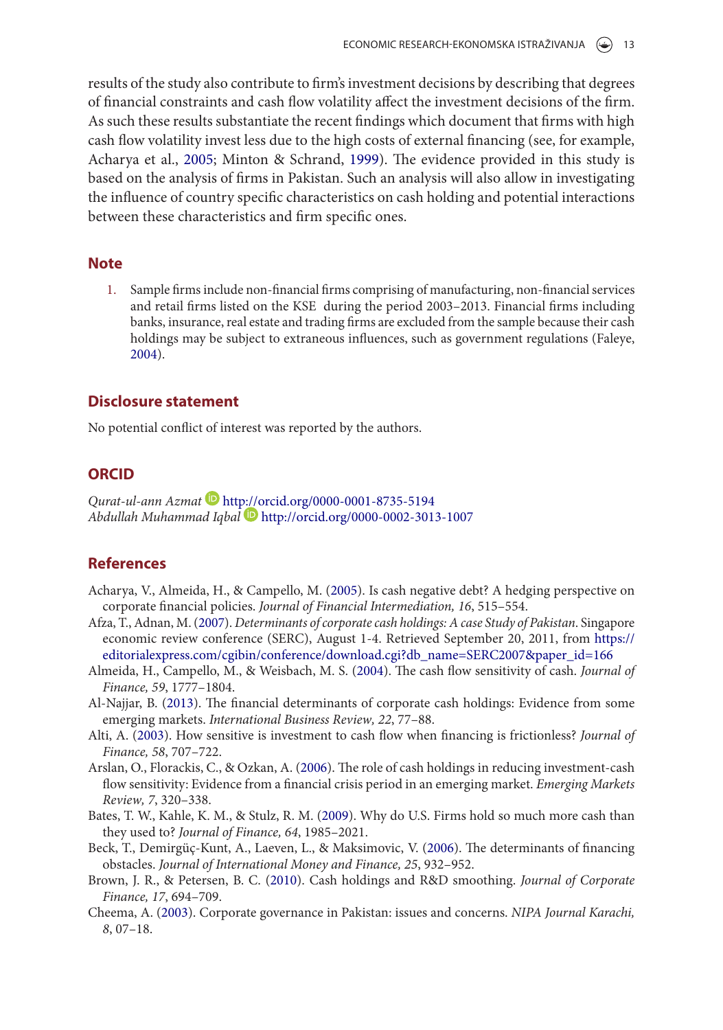results of the study also contribute to firm's investment decisions by describing that degrees of financial constraints and cash flow volatility affect the investment decisions of the firm. As such these results substantiate the recent findings which document that firms with high cash flow volatility invest less due to the high costs of external financing (see, for example, Acharya et al., 2005; Minton & Schrand, 1999). The evidence provided in this study is based on the analysis of firms in Pakistan. Such an analysis will also allow in investigating the influence of country specific characteristics on cash holding and potential interactions between these characteristics and firm specific ones.

## Note

1. Sample firms include non-financial firms comprising of manufacturing, non-financial services and retail firms listed on the KSE during the period 2003–2013. Financial firms including banks, insurance, real estate and trading firms are excluded from the sample because their cash holdings may be subject to extraneous influences, such as government regulations (Faleye, 2004).

## Disclosure statement

No potential conflict of interest was reported by the authors.

## ORCID

*Qurat-ul-ann Azmat* http://orcid.org/0000-0001-8735-5194
*Abdullah Muhammad Iqbal* http://orcid.org/0000-0002-3013-1007

## References

Acharya, V., Almeida, H., & Campello, M. (2005). Is cash negative debt? A hedging perspective on corporate financial policies. *Journal of Financial Intermediation, 16*, 515–554.

Afza, T., Adnan, M. (2007). *Determinants of corporate cash holdings: A case Study of Pakistan*. Singapore economic review conference (SERC), August 1-4. Retrieved September 20, 2011, from https://editorialexpress.com/cgibin/conference/download.cgi?db_name=SERC2007&paper_id=166

Almeida, H., Campello, M., & Weisbach, M. S. (2004). The cash flow sensitivity of cash. *Journal of Finance, 59*, 1777–1804.

Al-Najjar, B. (2013). The financial determinants of corporate cash holdings: Evidence from some emerging markets. *International Business Review, 22*, 77–88.

Alti, A. (2003). How sensitive is investment to cash flow when financing is frictionless? *Journal of Finance, 58*, 707–722.

Arslan, O., Florackis, C., & Ozkan, A. (2006). The role of cash holdings in reducing investment-cash flow sensitivity: Evidence from a financial crisis period in an emerging market. *Emerging Markets Review, 7*, 320–338.

Bates, T. W., Kahle, K. M., & Stulz, R. M. (2009). Why do U.S. Firms hold so much more cash than they used to? *Journal of Finance, 64*, 1985–2021.

Beck, T., Demirgüç-Kunt, A., Laeven, L., & Maksimovic, V. (2006). The determinants of financing obstacles. *Journal of International Money and Finance, 25*, 932–952.

Brown, J. R., & Petersen, B. C. (2010). Cash holdings and R&D smoothing. *Journal of Corporate Finance, 17*, 694–709.

Cheema, A. (2003). Corporate governance in Pakistan: issues and concerns. *NIPA Journal Karachi, 8*, 07–18.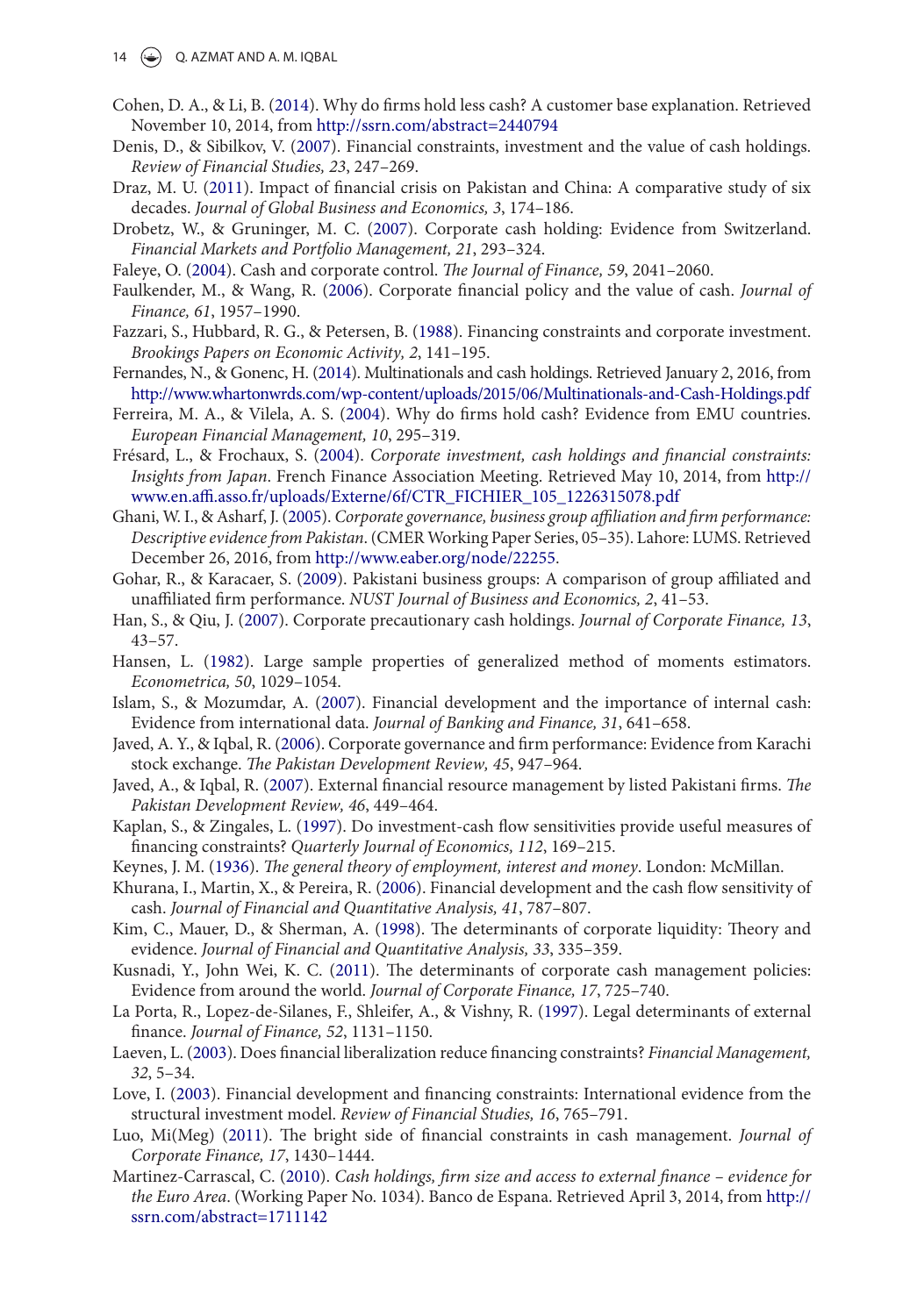Cohen, D. A., & Li, B. (2014). Why do firms hold less cash? A customer base explanation. Retrieved November 10, 2014, from http://ssrn.com/abstract=2440794

Denis, D., & Sibilkov, V. (2007). Financial constraints, investment and the value of cash holdings. *Review of Financial Studies, 23*, 247–269.

Draz, M. U. (2011). Impact of financial crisis on Pakistan and China: A comparative study of six decades. *Journal of Global Business and Economics, 3*, 174–186.

Drobetz, W., & Gruninger, M. C. (2007). Corporate cash holding: Evidence from Switzerland. *Financial Markets and Portfolio Management, 21*, 293–324.

Faleye, O. (2004). Cash and corporate control. *The Journal of Finance, 59*, 2041–2060.

Faulkender, M., & Wang, R. (2006). Corporate financial policy and the value of cash. *Journal of Finance, 61*, 1957–1990.

Fazzari, S., Hubbard, R. G., & Petersen, B. (1988). Financing constraints and corporate investment. *Brookings Papers on Economic Activity, 2*, 141–195.

Fernandes, N., & Gonenc, H. (2014). Multinationals and cash holdings. Retrieved January 2, 2016, from http://www.whartonwrds.com/wp-content/uploads/2015/06/Multinationals-and-Cash-Holdings.pdf

Ferreira, M. A., & Vilela, A. S. (2004). Why do firms hold cash? Evidence from EMU countries. *European Financial Management, 10*, 295–319.

Frésard, L., & Frochaux, S. (2004). *Corporate investment, cash holdings and financial constraints: Insights from Japan*. French Finance Association Meeting. Retrieved May 10, 2014, from http://www.en.affi.asso.fr/uploads/Externe/6f/CTR_FICHIER_105_1226315078.pdf

Ghani, W. I., & Asharf, J. (2005). *Corporate governance, business group affiliation and firm performance: Descriptive evidence from Pakistan*. (CMER Working Paper Series, 05–35). Lahore: LUMS. Retrieved December 26, 2016, from http://www.eaber.org/node/22255.

Gohar, R., & Karacaer, S. (2009). Pakistani business groups: A comparison of group affiliated and unaffiliated firm performance. *NUST Journal of Business and Economics, 2*, 41–53.

Han, S., & Qiu, J. (2007). Corporate precautionary cash holdings. *Journal of Corporate Finance, 13*, 43–57.

Hansen, L. (1982). Large sample properties of generalized method of moments estimators. *Econometrica, 50*, 1029–1054.

Islam, S., & Mozumdar, A. (2007). Financial development and the importance of internal cash: Evidence from international data. *Journal of Banking and Finance, 31*, 641–658.

Javed, A. Y., & Iqbal, R. (2006). Corporate governance and firm performance: Evidence from Karachi stock exchange. *The Pakistan Development Review, 45*, 947–964.

Javed, A., & Iqbal, R. (2007). External financial resource management by listed Pakistani firms. *The Pakistan Development Review, 46*, 449–464.

Kaplan, S., & Zingales, L. (1997). Do investment-cash flow sensitivities provide useful measures of financing constraints? *Quarterly Journal of Economics, 112*, 169–215.

Keynes, J. M. (1936). *The general theory of employment, interest and money*. London: McMillan.

Khurana, I., Martin, X., & Pereira, R. (2006). Financial development and the cash flow sensitivity of cash. *Journal of Financial and Quantitative Analysis, 41*, 787–807.

Kim, C., Mauer, D., & Sherman, A. (1998). The determinants of corporate liquidity: Theory and evidence. *Journal of Financial and Quantitative Analysis, 33*, 335–359.

Kusnadi, Y., John Wei, K. C. (2011). The determinants of corporate cash management policies: Evidence from around the world. *Journal of Corporate Finance, 17*, 725–740.

La Porta, R., Lopez-de-Silanes, F., Shleifer, A., & Vishny, R. (1997). Legal determinants of external finance. *Journal of Finance, 52*, 1131–1150.

Laeven, L. (2003). Does financial liberalization reduce financing constraints? *Financial Management, 32*, 5–34.

Love, I. (2003). Financial development and financing constraints: International evidence from the structural investment model. *Review of Financial Studies, 16*, 765–791.

Luo, Mi(Meg) (2011). The bright side of financial constraints in cash management. *Journal of Corporate Finance, 17*, 1430–1444.

Martinez-Carrascal, C. (2010). *Cash holdings, firm size and access to external finance – evidence for the Euro Area*. (Working Paper No. 1034). Banco de Espana. Retrieved April 3, 2014, from http://ssrn.com/abstract=1711142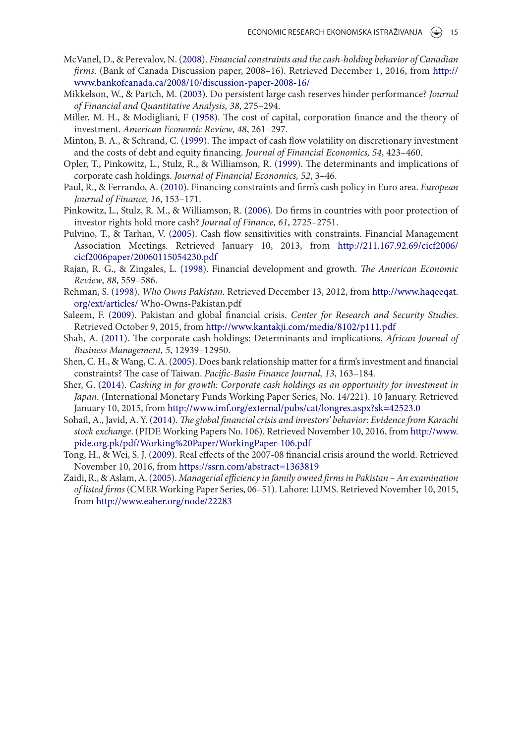McVanel, D., & Perevalov, N. (2008). *Financial constraints and the cash-holding behavior of Canadian firms*. (Bank of Canada Discussion paper, 2008–16). Retrieved December 1, 2016, from http://www.bankofcanada.ca/2008/10/discussion-paper-2008-16/

Mikkelson, W., & Partch, M. (2003). Do persistent large cash reserves hinder performance? *Journal of Financial and Quantitative Analysis, 38*, 275–294.

Miller, M. H., & Modigliani, F (1958). The cost of capital, corporation finance and the theory of investment. *American Economic Review, 48*, 261–297.

Minton, B. A., & Schrand, C. (1999). The impact of cash flow volatility on discretionary investment and the costs of debt and equity financing. *Journal of Financial Economics, 54*, 423–460.

Opler, T., Pinkowitz, L., Stulz, R., & Williamson, R. (1999). The determinants and implications of corporate cash holdings. *Journal of Financial Economics, 52*, 3–46.

Paul, R., & Ferrando, A. (2010). Financing constraints and firm's cash policy in Euro area. *European Journal of Finance, 16*, 153–171.

Pinkowitz, L., Stulz, R. M., & Williamson, R. (2006). Do firms in countries with poor protection of investor rights hold more cash? *Journal of Finance, 61*, 2725–2751.

Pulvino, T., & Tarhan, V. (2005). Cash flow sensitivities with constraints. Financial Management Association Meetings. Retrieved January 10, 2013, from http://211.167.92.69/cicf2006/cicf2006paper/20060115054230.pdf

Rajan, R. G., & Zingales, L. (1998). Financial development and growth. *The American Economic Review, 88*, 559–586.

Rehman, S. (1998). *Who Owns Pakistan*. Retrieved December 13, 2012, from http://www.haqeeqat.org/ext/articles/ Who-Owns-Pakistan.pdf

Saleem, F. (2009). Pakistan and global financial crisis. *Center for Research and Security Studies*. Retrieved October 9, 2015, from http://www.kantakji.com/media/8102/p111.pdf

Shah, A. (2011). The corporate cash holdings: Determinants and implications. *African Journal of Business Management, 5*, 12939–12950.

Shen, C. H., & Wang, C. A. (2005). Does bank relationship matter for a firm's investment and financial constraints? The case of Taiwan. *Pacific-Basin Finance Journal, 13*, 163–184.

Sher, G. (2014). *Cashing in for growth: Corporate cash holdings as an opportunity for investment in Japan*. (International Monetary Funds Working Paper Series, No. 14/221). 10 January. Retrieved January 10, 2015, from http://www.imf.org/external/pubs/cat/longres.aspx?sk=42523.0

Sohail, A., Javid, A. Y. (2014). *The global financial crisis and investors' behavior: Evidence from Karachi stock exchange*. (PIDE Working Papers No. 106). Retrieved November 10, 2016, from http://www.pide.org.pk/pdf/Working%20Paper/WorkingPaper-106.pdf

Tong, H., & Wei, S. J. (2009). Real effects of the 2007-08 financial crisis around the world. Retrieved November 10, 2016, from https://ssrn.com/abstract=1363819

Zaidi, R., & Aslam, A. (2005). *Managerial efficiency in family owned firms in Pakistan – An examination of listed firms* (CMER Working Paper Series, 06–51). Lahore: LUMS. Retrieved November 10, 2015, from http://www.eaber.org/node/22283